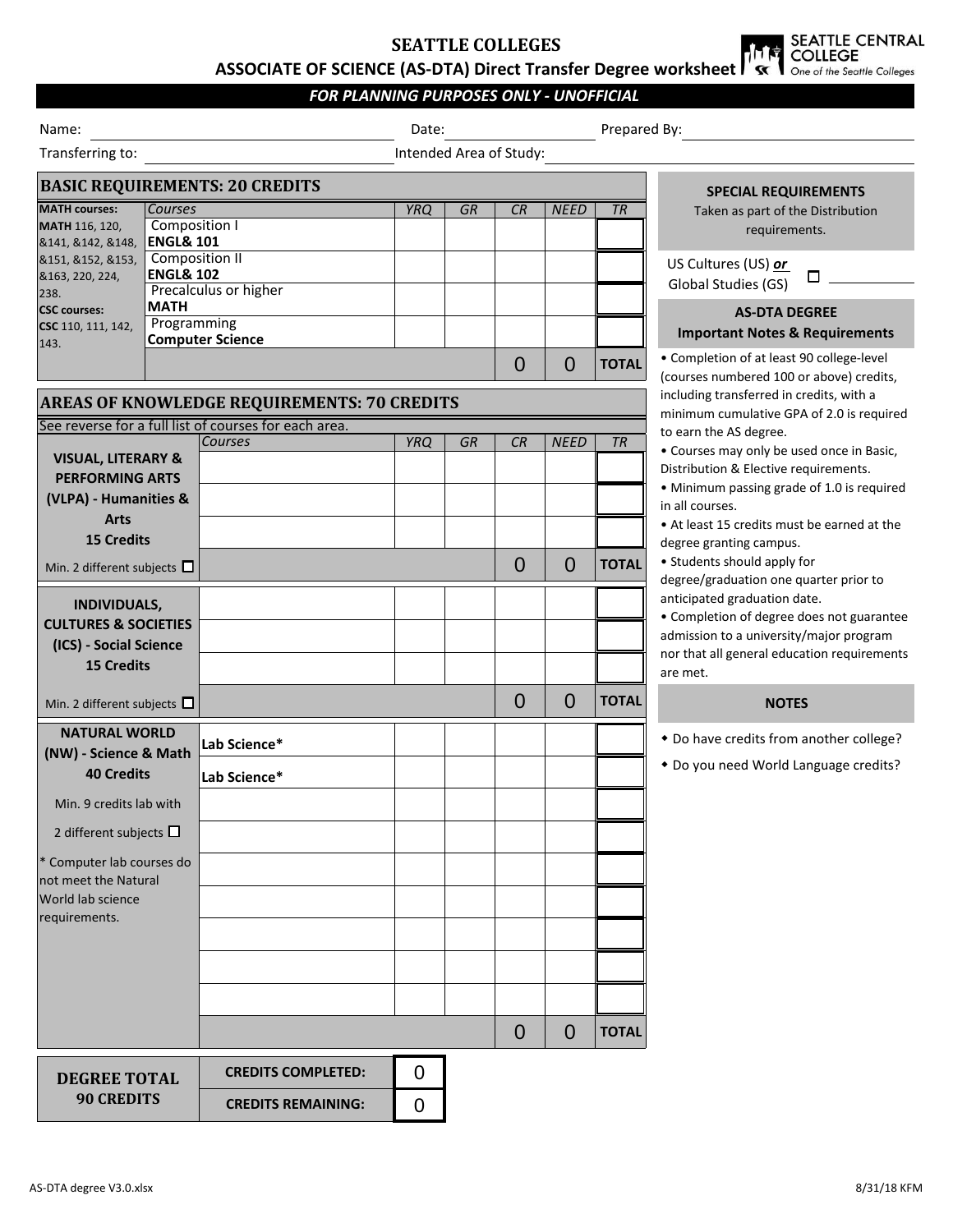# SEATTLE COLLEGES

## ASSOCIATE OF SCIENCE (AS-DTA) Direct Transfer Degree worksheet

SEATTLE CENTRAL COLLEGE
One of the Seattle Colleges

***FOR PLANNING PURPOSES ONLY - UNOFFICIAL***

Name: ____________ Date: ____________ Prepared By: ____________

Transferring to: ____________ Intended Area of Study: ____________

## BASIC REQUIREMENTS: 20 CREDITS

| MATH courses: | *Courses* | *YRQ* | *GR* | *CR* | *NEED* | *TR* |
|---|---|---|---|---|---|---|
| **MATH** 116, 120, &141, &142, &148, &151, &152, &153, &163, 220, 224, 238. | Composition I **ENGL& 101** | | | | | |
| **CSC courses:** **CSC** 110, 111, 142, 143. | Composition II **ENGL& 102** | | | | | |
| | Precalculus or higher **MATH** | | | | | |
| | Programming **Computer Science** | | | | | |
| | | | | 0 | 0 | **TOTAL** |

## AREAS OF KNOWLEDGE REQUIREMENTS: 70 CREDITS

See reverse for a full list of courses for each area.

| | *Courses* | *YRQ* | *GR* | *CR* | *NEED* | *TR* |
|---|---|---|---|---|---|---|
| **VISUAL, LITERARY & PERFORMING ARTS (VLPA) - Humanities & Arts 15 Credits** | | | | | | |
| | | | | | | |
| | | | | | | |
| Min. 2 different subjects ☐ | | | | 0 | 0 | **TOTAL** |
| **INDIVIDUALS, CULTURES & SOCIETIES (ICS) - Social Science 15 Credits** | | | | | | |
| | | | | | | |
| | | | | | | |
| Min. 2 different subjects ☐ | | | | 0 | 0 | **TOTAL** |
| **NATURAL WORLD (NW) - Science & Math 40 Credits** | **Lab Science*** | | | | | |
| | **Lab Science*** | | | | | |
| Min. 9 credits lab with 2 different subjects ☐ | | | | | | |
| * Computer lab courses do not meet the Natural World lab science requirements. | | | | | | |
| | | | | | | |
| | | | | | | |
| | | | | | | |
| | | | | | | |
| | | | | | | |
| | | | | 0 | 0 | **TOTAL** |

| **DEGREE TOTAL 90 CREDITS** | |
|---|---|
| **CREDITS COMPLETED:** | 0 |
| **CREDITS REMAINING:** | 0 |

### SPECIAL REQUIREMENTS

Taken as part of the Distribution requirements.

US Cultures (US) ***or*** Global Studies (GS) ☐ ____________

### AS-DTA DEGREE Important Notes & Requirements

- Completion of at least 90 college-level (courses numbered 100 or above) credits, including transferred in credits, with a minimum cumulative GPA of 2.0 is required to earn the AS degree.
- Courses may only be used once in Basic, Distribution & Elective requirements.
- Minimum passing grade of 1.0 is required in all courses.
- At least 15 credits must be earned at the degree granting campus.
- Students should apply for degree/graduation one quarter prior to anticipated graduation date.
- Completion of degree does not guarantee admission to a university/major program nor that all general education requirements are met.

### NOTES

- Do have credits from another college?
- Do you need World Language credits?

AS-DTA degree V3.0.xlsx 8/31/18 KFM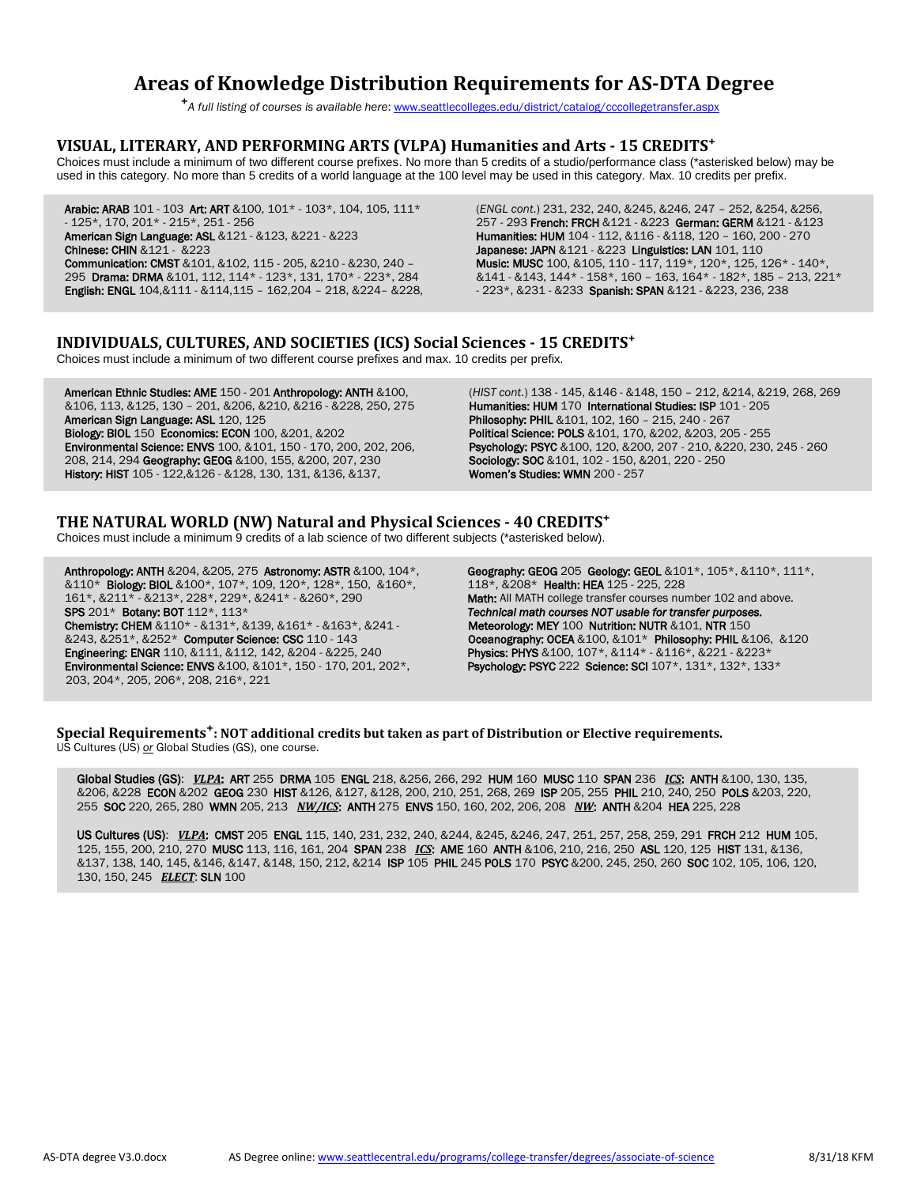# Areas of Knowledge Distribution Requirements for AS-DTA Degree

*⁺A full listing of courses is available here: www.seattlecolleges.edu/district/catalog/cccollegetransfer.aspx*

## VISUAL, LITERARY, AND PERFORMING ARTS (VLPA) Humanities and Arts - 15 CREDITS⁺

Choices must include a minimum of two different course prefixes. No more than 5 credits of a studio/performance class (*asterisked below) may be used in this category. No more than 5 credits of a world language at the 100 level may be used in this category. Max. 10 credits per prefix.

**Arabic: ARAB** 101 - 103 **Art: ART** &100, 101* - 103*, 104, 105, 111* - 125*, 170, 201* - 215*, 251 - 256
**American Sign Language: ASL** &121 - &123, &221 - &223
**Chinese: CHIN** &121 - &223
**Communication: CMST** &101, &102, 115 - 205, &210 - &230, 240 – 295 **Drama: DRMA** &101, 112, 114* - 123*, 131, 170* - 223*, 284
**English: ENGL** 104,&111 - &114,115 – 162,204 – 218, &224– &228, (*ENGL cont.*) 231, 232, 240, &245, &246, 247 – 252, &254, &256, 257 - 293 **French: FRCH** &121 - &223 **German: GERM** &121 - &123
**Humanities: HUM** 104 - 112, &116 - &118, 120 – 160, 200 - 270
**Japanese: JAPN** &121 - &223 **Linguistics: LAN** 101, 110
**Music: MUSC** 100, &105, 110 - 117, 119*, 120*, 125, 126* - 140*, &141 - &143, 144* - 158*, 160 – 163, 164* - 182*, 185 – 213, 221* - 223*, &231 - &233 **Spanish: SPAN** &121 - &223, 236, 238

## INDIVIDUALS, CULTURES, AND SOCIETIES (ICS) Social Sciences - 15 CREDITS⁺

Choices must include a minimum of two different course prefixes and max. 10 credits per prefix.

**American Ethnic Studies: AME** 150 - 201 **Anthropology: ANTH** &100, &106, 113, &125, 130 – 201, &206, &210, &216 - &228, 250, 275
**American Sign Language: ASL** 120, 125
**Biology: BIOL** 150 **Economics: ECON** 100, &201, &202
**Environmental Science: ENVS** 100, &101, 150 - 170, 200, 202, 206, 208, 214, 294 **Geography: GEOG** &100, 155, &200, 207, 230
**History: HIST** 105 - 122,&126 - &128, 130, 131, &136, &137, (*HIST cont.*) 138 - 145, &146 - &148, 150 – 212, &214, &219, 268, 269
**Humanities: HUM** 170 **International Studies: ISP** 101 - 205
**Philosophy: PHIL** &101, 102, 160 – 215, 240 - 267
**Political Science: POLS** &101, 170, &202, &203, 205 - 255
**Psychology: PSYC** &100, 120, &200, 207 - 210, &220, 230, 245 - 260
**Sociology: SOC** &101, 102 - 150, &201, 220 - 250
**Women's Studies: WMN** 200 - 257

## THE NATURAL WORLD (NW) Natural and Physical Sciences - 40 CREDITS⁺

Choices must include a minimum 9 credits of a lab science of two different subjects (*asterisked below).

**Anthropology: ANTH** &204, &205, 275 **Astronomy: ASTR** &100, 104*, &110* **Biology: BIOL** &100*, 107*, 109, 120*, 128*, 150, &160*, 161*, &211* - &213*, 228*, 229*, &241* - &260*, 290
**SPS** 201* **Botany: BOT** 112*, 113*
**Chemistry: CHEM** &110* - &131*, &139, &161* - &163*, &241 - &243, &251*, &252* **Computer Science: CSC** 110 - 143
**Engineering: ENGR** 110, &111, &112, 142, &204 - &225, 240
**Environmental Science: ENVS** &100, &101*, 150 - 170, 201, 202*, 203, 204*, 205, 206*, 208, 216*, 221
**Geography: GEOG** 205 **Geology: GEOL** &101*, 105*, &110*, 111*, 118*, &208* **Health: HEA** 125 - 225, 228
**Math:** All MATH college transfer courses number 102 and above.
***Technical math courses NOT usable for transfer purposes.***
**Meteorology: MEY** 100 **Nutrition: NUTR** &101, **NTR** 150
**Oceanography: OCEA** &100, &101* **Philosophy: PHIL** &106, &120
**Physics: PHYS** &100, 107*, &114* - &116*, &221 - &223*
**Psychology: PSYC** 222 **Science: SCI** 107*, 131*, 132*, 133*

### Special Requirements⁺: NOT additional credits but taken as part of Distribution or Elective requirements.

US Cultures (US) *or* Global Studies (GS), one course.

**Global Studies (GS)**: ***VLPA*: ART** 255 **DRMA** 105 **ENGL** 218, &256, 266, 292 **HUM** 160 **MUSC** 110 **SPAN** 236 ***ICS*: ANTH** &100, 130, 135, &206, &228 **ECON** &202 **GEOG** 230 **HIST** &126, &127, &128, 200, 210, 251, 268, 269 **ISP** 205, 255 **PHIL** 210, 240, 250 **POLS** &203, 220, 255 **SOC** 220, 265, 280 **WMN** 205, 213 ***NW/ICS*: ANTH** 275 **ENVS** 150, 160, 202, 206, 208 ***NW*: ANTH** &204 **HEA** 225, 228

**US Cultures (US)**: ***VLPA*: CMST** 205 **ENGL** 115, 140, 231, 232, 240, &244, &245, &246, 247, 251, 257, 258, 259, 291 **FRCH** 212 **HUM** 105, 125, 155, 200, 210, 270 **MUSC** 113, 116, 161, 204 **SPAN** 238 ***ICS*: AME** 160 **ANTH** &106, 210, 216, 250 **ASL** 120, 125 **HIST** 131, &136, &137, 138, 140, 145, &146, &147, &148, 150, 212, &214 **ISP** 105 **PHIL** 245 **POLS** 170 **PSYC** &200, 245, 250, 260 **SOC** 102, 105, 106, 120, 130, 150, 245 ***ELECT*: SLN** 100

AS-DTA degree V3.0.docx AS Degree online: www.seattlecentral.edu/programs/college-transfer/degrees/associate-of-science 8/31/18 KFM